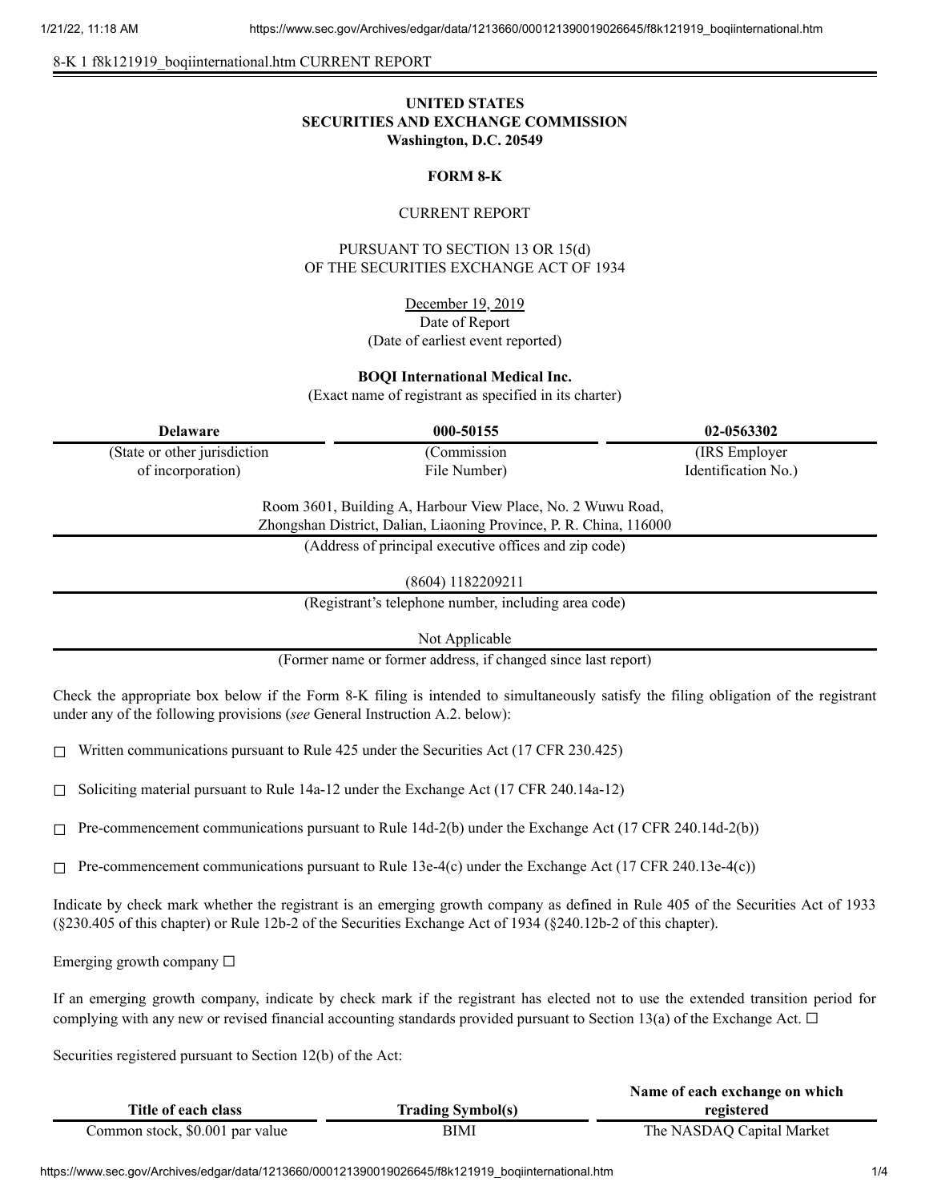8-K 1 f8k121919_boqiinternational.htm CURRENT REPORT

**UNITED STATES**
**SECURITIES AND EXCHANGE COMMISSION**
**Washington, D.C. 20549**

**FORM 8-K**

CURRENT REPORT

PURSUANT TO SECTION 13 OR 15(d)
OF THE SECURITIES EXCHANGE ACT OF 1934

December 19, 2019
Date of Report
(Date of earliest event reported)

**BOQI International Medical Inc.**
(Exact name of registrant as specified in its charter)

| **Delaware** | **000-50155** | **02-0563302** |
|---|---|---|
| (State or other jurisdiction of incorporation) | (Commission File Number) | (IRS Employer Identification No.) |

Room 3601, Building A, Harbour View Place, No. 2 Wuwu Road,
Zhongshan District, Dalian, Liaoning Province, P. R. China, 116000
(Address of principal executive offices and zip code)

(8604) 1182209211
(Registrant's telephone number, including area code)

Not Applicable
(Former name or former address, if changed since last report)

Check the appropriate box below if the Form 8-K filing is intended to simultaneously satisfy the filing obligation of the registrant under any of the following provisions (*see* General Instruction A.2. below):

☐ Written communications pursuant to Rule 425 under the Securities Act (17 CFR 230.425)

☐ Soliciting material pursuant to Rule 14a-12 under the Exchange Act (17 CFR 240.14a-12)

☐ Pre-commencement communications pursuant to Rule 14d-2(b) under the Exchange Act (17 CFR 240.14d-2(b))

☐ Pre-commencement communications pursuant to Rule 13e-4(c) under the Exchange Act (17 CFR 240.13e-4(c))

Indicate by check mark whether the registrant is an emerging growth company as defined in Rule 405 of the Securities Act of 1933 (§230.405 of this chapter) or Rule 12b-2 of the Securities Exchange Act of 1934 (§240.12b-2 of this chapter).

Emerging growth company ☐

If an emerging growth company, indicate by check mark if the registrant has elected not to use the extended transition period for complying with any new or revised financial accounting standards provided pursuant to Section 13(a) of the Exchange Act. ☐

Securities registered pursuant to Section 12(b) of the Act:

| **Title of each class** | **Trading Symbol(s)** | **Name of each exchange on which registered** |
|---|---|---|
| Common stock, $0.001 par value | BIMI | The NASDAQ Capital Market |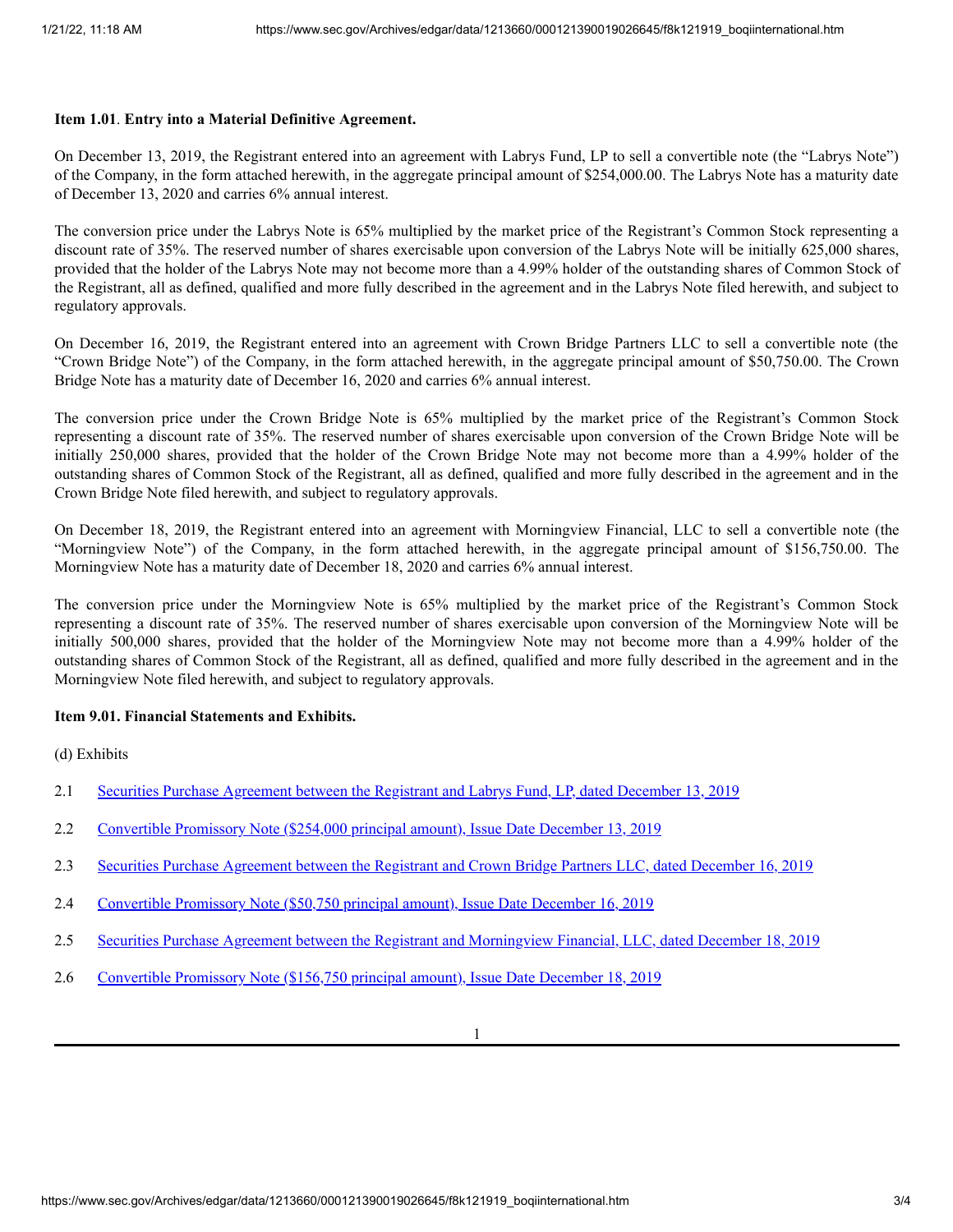**Item 1.01**. **Entry into a Material Definitive Agreement.**

On December 13, 2019, the Registrant entered into an agreement with Labrys Fund, LP to sell a convertible note (the "Labrys Note") of the Company, in the form attached herewith, in the aggregate principal amount of $254,000.00. The Labrys Note has a maturity date of December 13, 2020 and carries 6% annual interest.

The conversion price under the Labrys Note is 65% multiplied by the market price of the Registrant's Common Stock representing a discount rate of 35%. The reserved number of shares exercisable upon conversion of the Labrys Note will be initially 625,000 shares, provided that the holder of the Labrys Note may not become more than a 4.99% holder of the outstanding shares of Common Stock of the Registrant, all as defined, qualified and more fully described in the agreement and in the Labrys Note filed herewith, and subject to regulatory approvals.

On December 16, 2019, the Registrant entered into an agreement with Crown Bridge Partners LLC to sell a convertible note (the "Crown Bridge Note") of the Company, in the form attached herewith, in the aggregate principal amount of $50,750.00. The Crown Bridge Note has a maturity date of December 16, 2020 and carries 6% annual interest.

The conversion price under the Crown Bridge Note is 65% multiplied by the market price of the Registrant's Common Stock representing a discount rate of 35%. The reserved number of shares exercisable upon conversion of the Crown Bridge Note will be initially 250,000 shares, provided that the holder of the Crown Bridge Note may not become more than a 4.99% holder of the outstanding shares of Common Stock of the Registrant, all as defined, qualified and more fully described in the agreement and in the Crown Bridge Note filed herewith, and subject to regulatory approvals.

On December 18, 2019, the Registrant entered into an agreement with Morningview Financial, LLC to sell a convertible note (the "Morningview Note") of the Company, in the form attached herewith, in the aggregate principal amount of $156,750.00. The Morningview Note has a maturity date of December 18, 2020 and carries 6% annual interest.

The conversion price under the Morningview Note is 65% multiplied by the market price of the Registrant's Common Stock representing a discount rate of 35%. The reserved number of shares exercisable upon conversion of the Morningview Note will be initially 500,000 shares, provided that the holder of the Morningview Note may not become more than a 4.99% holder of the outstanding shares of Common Stock of the Registrant, all as defined, qualified and more fully described in the agreement and in the Morningview Note filed herewith, and subject to regulatory approvals.

**Item 9.01. Financial Statements and Exhibits.**

(d) Exhibits

2.1 Securities Purchase Agreement between the Registrant and Labrys Fund, LP, dated December 13, 2019

2.2 Convertible Promissory Note ($254,000 principal amount), Issue Date December 13, 2019

2.3 Securities Purchase Agreement between the Registrant and Crown Bridge Partners LLC, dated December 16, 2019

2.4 Convertible Promissory Note ($50,750 principal amount), Issue Date December 16, 2019

2.5 Securities Purchase Agreement between the Registrant and Morningview Financial, LLC, dated December 18, 2019

2.6 Convertible Promissory Note ($156,750 principal amount), Issue Date December 18, 2019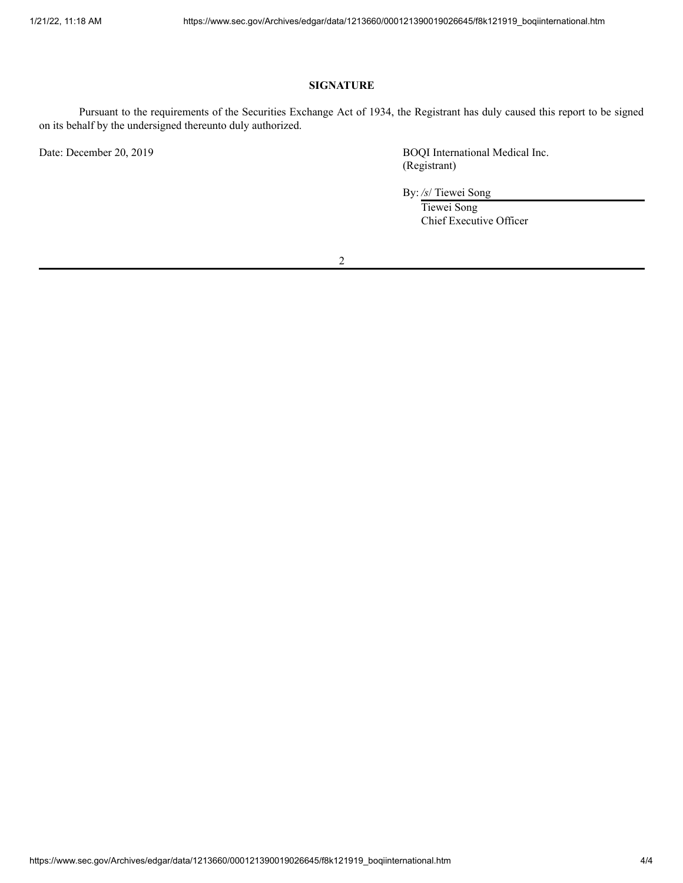**SIGNATURE**

Pursuant to the requirements of the Securities Exchange Act of 1934, the Registrant has duly caused this report to be signed on its behalf by the undersigned thereunto duly authorized.

Date: December 20, 2019

BOQI International Medical Inc.
(Registrant)

By: */s/* Tiewei Song
Tiewei Song
Chief Executive Officer